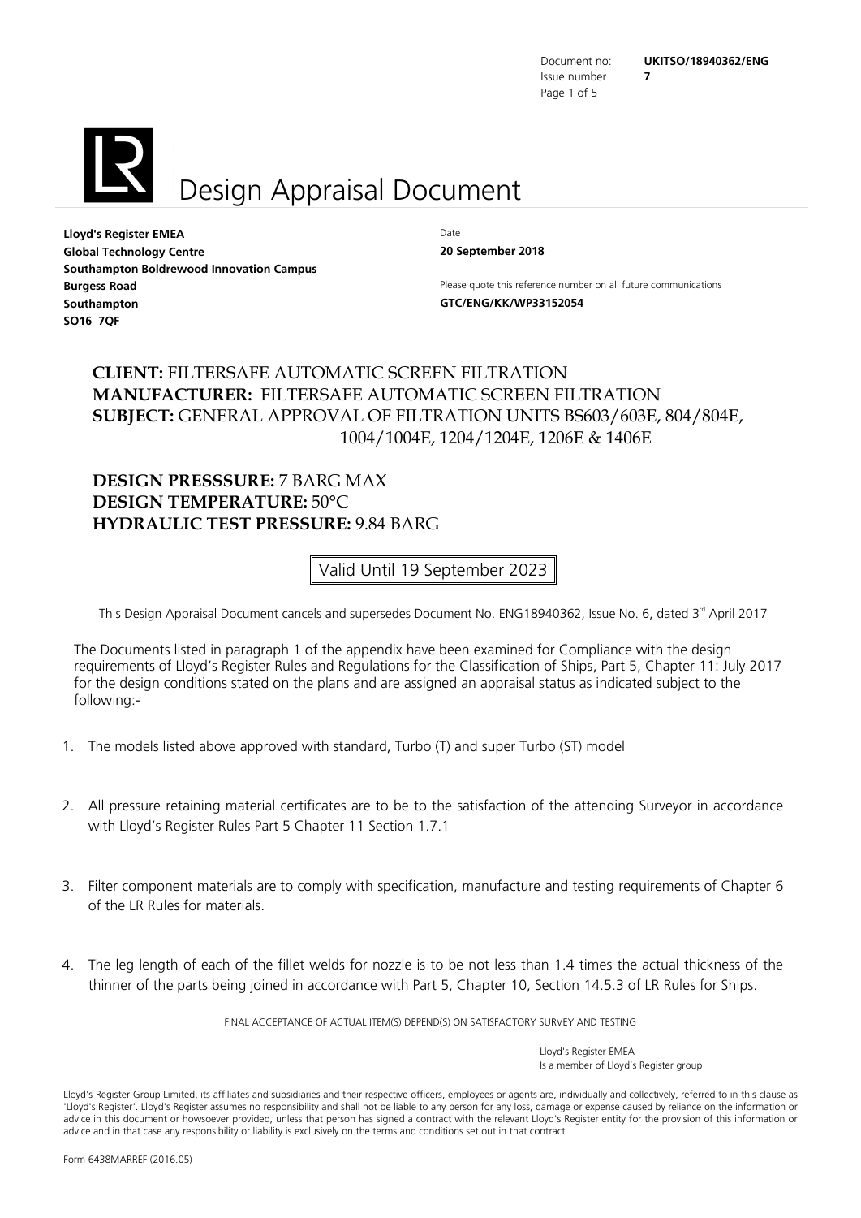Document no: **UKITSO/18940362/ENG**
Issue number **7**

# Design Appraisal Document

**Lloyd's Register EMEA**
**Global Technology Centre**
**Southampton Boldrewood Innovation Campus**
**Burgess Road**
**Southampton**
**SO16 7QF**

Date
**20 September 2018**

Please quote this reference number on all future communications
**GTC/ENG/KK/WP33152054**

**CLIENT:** FILTERSAFE AUTOMATIC SCREEN FILTRATION
**MANUFACTURER:** FILTERSAFE AUTOMATIC SCREEN FILTRATION
**SUBJECT:** GENERAL APPROVAL OF FILTRATION UNITS BS603/603E, 804/804E, 1004/1004E, 1204/1204E, 1206E & 1406E

**DESIGN PRESSSURE:** 7 BARG MAX
**DESIGN TEMPERATURE:** 50°C
**HYDRAULIC TEST PRESSURE:** 9.84 BARG

Valid Until 19 September 2023

This Design Appraisal Document cancels and supersedes Document No. ENG18940362, Issue No. 6, dated 3rd April 2017

The Documents listed in paragraph 1 of the appendix have been examined for Compliance with the design requirements of Lloyd's Register Rules and Regulations for the Classification of Ships, Part 5, Chapter 11: July 2017 for the design conditions stated on the plans and are assigned an appraisal status as indicated subject to the following:-

1. The models listed above approved with standard, Turbo (T) and super Turbo (ST) model

2. All pressure retaining material certificates are to be to the satisfaction of the attending Surveyor in accordance with Lloyd's Register Rules Part 5 Chapter 11 Section 1.7.1

3. Filter component materials are to comply with specification, manufacture and testing requirements of Chapter 6 of the LR Rules for materials.

4. The leg length of each of the fillet welds for nozzle is to be not less than 1.4 times the actual thickness of the thinner of the parts being joined in accordance with Part 5, Chapter 10, Section 14.5.3 of LR Rules for Ships.

FINAL ACCEPTANCE OF ACTUAL ITEM(S) DEPEND(S) ON SATISFACTORY SURVEY AND TESTING

Lloyd's Register EMEA
Is a member of Lloyd's Register group

Lloyd's Register Group Limited, its affiliates and subsidiaries and their respective officers, employees or agents are, individually and collectively, referred to in this clause as 'Lloyd's Register'. Lloyd's Register assumes no responsibility and shall not be liable to any person for any loss, damage or expense caused by reliance on the information or advice in this document or howsoever provided, unless that person has signed a contract with the relevant Lloyd's Register entity for the provision of this information or advice and in that case any responsibility or liability is exclusively on the terms and conditions set out in that contract.

Form 6438MARREF (2016.05)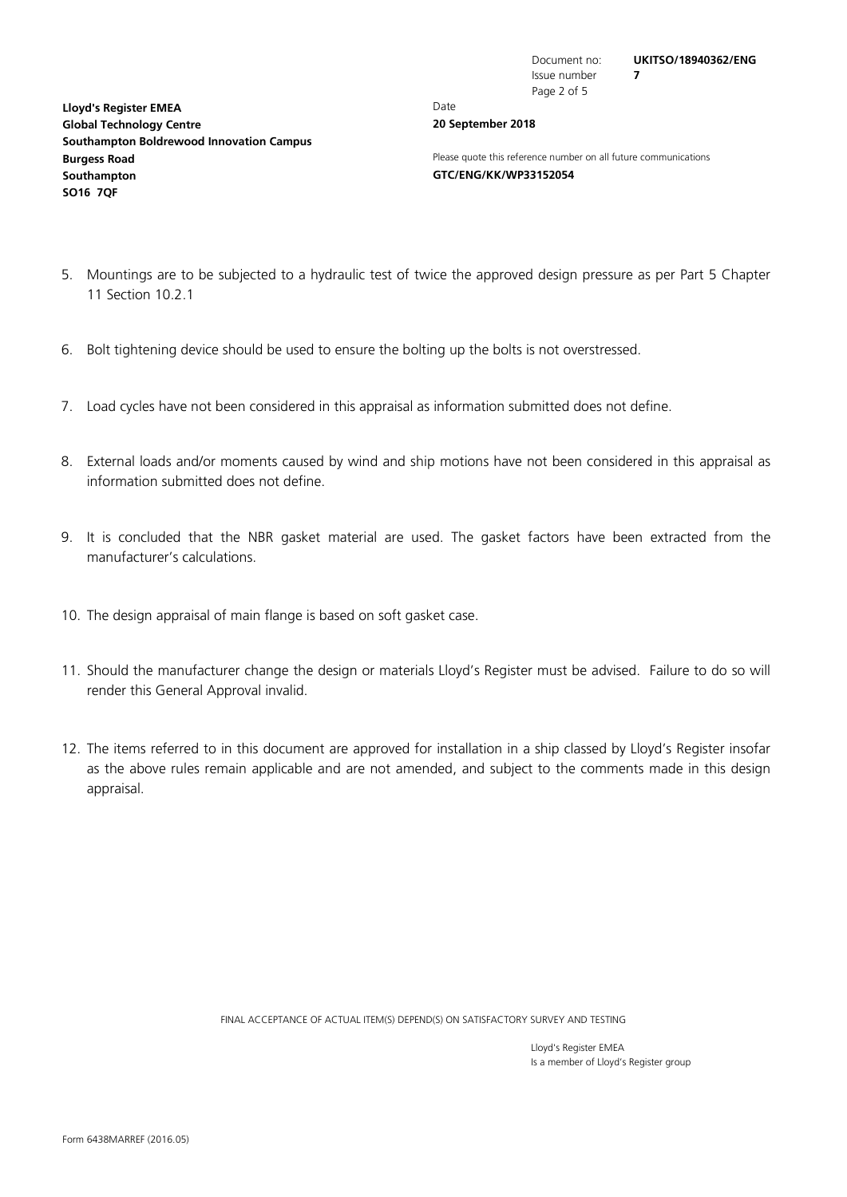5. Mountings are to be subjected to a hydraulic test of twice the approved design pressure as per Part 5 Chapter 11 Section 10.2.1

6. Bolt tightening device should be used to ensure the bolting up the bolts is not overstressed.

7. Load cycles have not been considered in this appraisal as information submitted does not define.

8. External loads and/or moments caused by wind and ship motions have not been considered in this appraisal as information submitted does not define.

9. It is concluded that the NBR gasket material are used. The gasket factors have been extracted from the manufacturer's calculations.

10. The design appraisal of main flange is based on soft gasket case.

11. Should the manufacturer change the design or materials Lloyd's Register must be advised. Failure to do so will render this General Approval invalid.

12. The items referred to in this document are approved for installation in a ship classed by Lloyd's Register insofar as the above rules remain applicable and are not amended, and subject to the comments made in this design appraisal.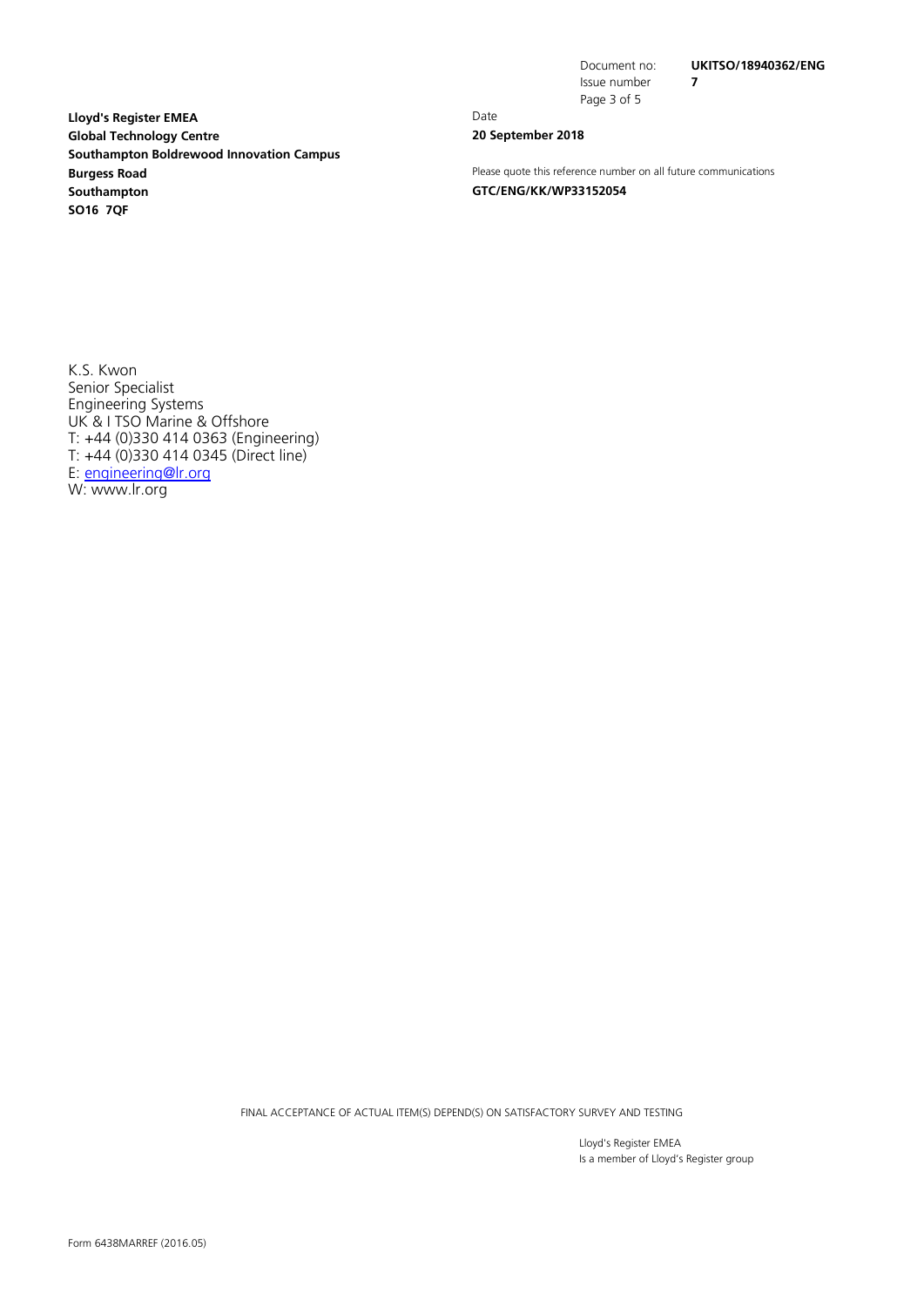Document no: **UKITSO/18940362/ENG**
Issue number **7**

**Lloyd's Register EMEA**
**Global Technology Centre**
**Southampton Boldrewood Innovation Campus**
**Burgess Road**
**Southampton**
**SO16 7QF**

Date
**20 September 2018**

Please quote this reference number on all future communications
**GTC/ENG/KK/WP33152054**

K.S. Kwon
Senior Specialist
Engineering Systems
UK & I TSO Marine & Offshore
T: +44 (0)330 414 0363 (Engineering)
T: +44 (0)330 414 0345 (Direct line)
E: engineering@lr.org
W: www.lr.org

FINAL ACCEPTANCE OF ACTUAL ITEM(S) DEPEND(S) ON SATISFACTORY SURVEY AND TESTING

Lloyd's Register EMEA
Is a member of Lloyd's Register group

Form 6438MARREF (2016.05)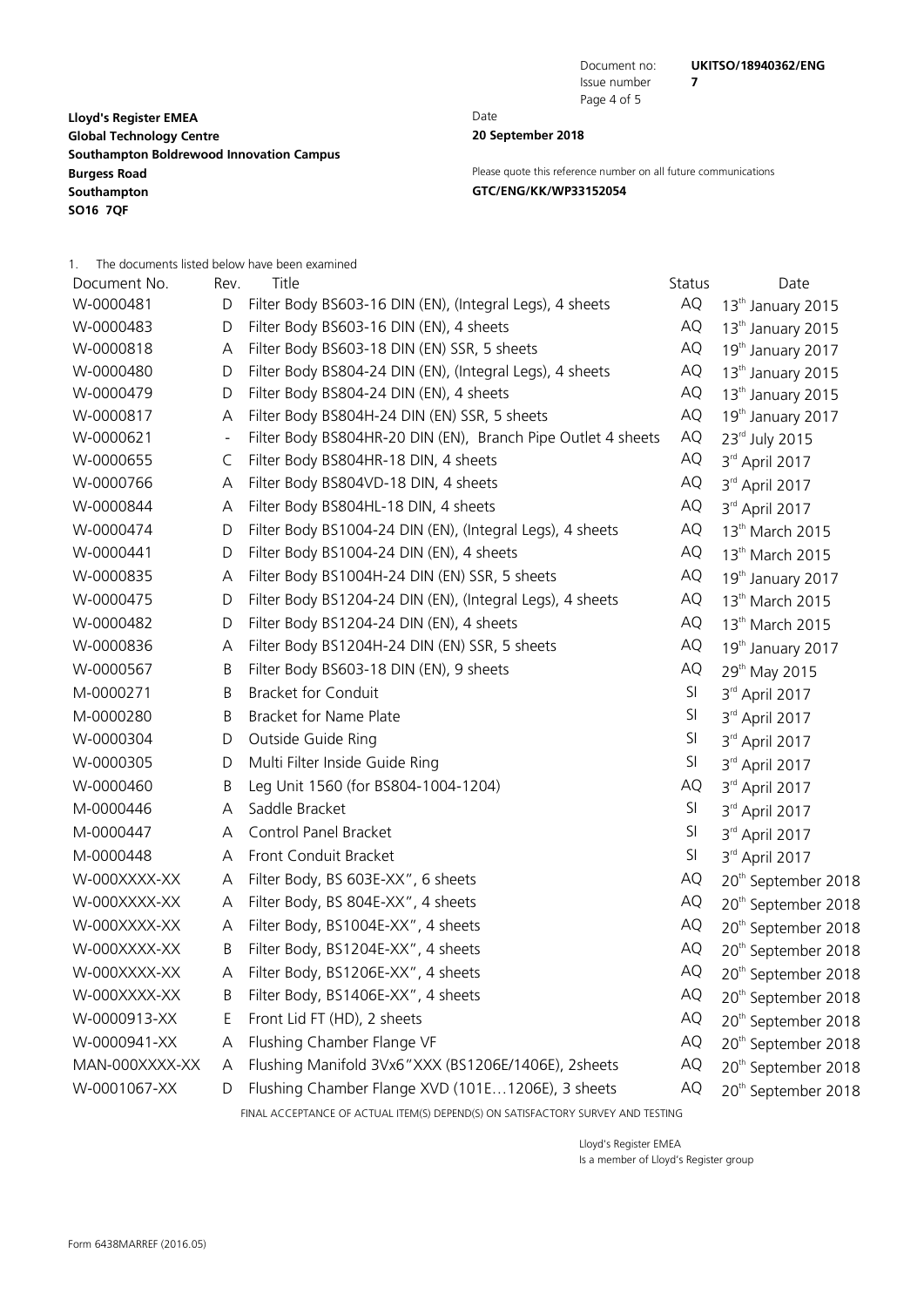Document no: **UKITSO/18940362/ENG**
Issue number **7**

**Lloyd's Register EMEA**
**Global Technology Centre**
**Southampton Boldrewood Innovation Campus**
**Burgess Road**
**Southampton**
**SO16 7QF**

Date
**20 September 2018**

Please quote this reference number on all future communications
**GTC/ENG/KK/WP33152054**

1. The documents listed below have been examined

| Document No. | Rev. | Title | Status | Date |
|---|---|---|---|---|
| W-0000481 | D | Filter Body BS603-16 DIN (EN), (Integral Legs), 4 sheets | AQ | 13th January 2015 |
| W-0000483 | D | Filter Body BS603-16 DIN (EN), 4 sheets | AQ | 13th January 2015 |
| W-0000818 | A | Filter Body BS603-18 DIN (EN) SSR, 5 sheets | AQ | 19th January 2017 |
| W-0000480 | D | Filter Body BS804-24 DIN (EN), (Integral Legs), 4 sheets | AQ | 13th January 2015 |
| W-0000479 | D | Filter Body BS804-24 DIN (EN), 4 sheets | AQ | 13th January 2015 |
| W-0000817 | A | Filter Body BS804H-24 DIN (EN) SSR, 5 sheets | AQ | 19th January 2017 |
| W-0000621 | - | Filter Body BS804HR-20 DIN (EN), Branch Pipe Outlet 4 sheets | AQ | 23rd July 2015 |
| W-0000655 | C | Filter Body BS804HR-18 DIN, 4 sheets | AQ | 3rd April 2017 |
| W-0000766 | A | Filter Body BS804VD-18 DIN, 4 sheets | AQ | 3rd April 2017 |
| W-0000844 | A | Filter Body BS804HL-18 DIN, 4 sheets | AQ | 3rd April 2017 |
| W-0000474 | D | Filter Body BS1004-24 DIN (EN), (Integral Legs), 4 sheets | AQ | 13th March 2015 |
| W-0000441 | D | Filter Body BS1004-24 DIN (EN), 4 sheets | AQ | 13th March 2015 |
| W-0000835 | A | Filter Body BS1004H-24 DIN (EN) SSR, 5 sheets | AQ | 19th January 2017 |
| W-0000475 | D | Filter Body BS1204-24 DIN (EN), (Integral Legs), 4 sheets | AQ | 13th March 2015 |
| W-0000482 | D | Filter Body BS1204-24 DIN (EN), 4 sheets | AQ | 13th March 2015 |
| W-0000836 | A | Filter Body BS1204H-24 DIN (EN) SSR, 5 sheets | AQ | 19th January 2017 |
| W-0000567 | B | Filter Body BS603-18 DIN (EN), 9 sheets | AQ | 29th May 2015 |
| M-0000271 | B | Bracket for Conduit | SI | 3rd April 2017 |
| M-0000280 | B | Bracket for Name Plate | SI | 3rd April 2017 |
| W-0000304 | D | Outside Guide Ring | SI | 3rd April 2017 |
| W-0000305 | D | Multi Filter Inside Guide Ring | SI | 3rd April 2017 |
| W-0000460 | B | Leg Unit 1560 (for BS804-1004-1204) | AQ | 3rd April 2017 |
| M-0000446 | A | Saddle Bracket | SI | 3rd April 2017 |
| M-0000447 | A | Control Panel Bracket | SI | 3rd April 2017 |
| M-0000448 | A | Front Conduit Bracket | SI | 3rd April 2017 |
| W-000XXXX-XX | A | Filter Body, BS 603E-XX", 6 sheets | AQ | 20th September 2018 |
| W-000XXXX-XX | A | Filter Body, BS 804E-XX", 4 sheets | AQ | 20th September 2018 |
| W-000XXXX-XX | A | Filter Body, BS1004E-XX", 4 sheets | AQ | 20th September 2018 |
| W-000XXXX-XX | B | Filter Body, BS1204E-XX", 4 sheets | AQ | 20th September 2018 |
| W-000XXXX-XX | A | Filter Body, BS1206E-XX", 4 sheets | AQ | 20th September 2018 |
| W-000XXXX-XX | B | Filter Body, BS1406E-XX", 4 sheets | AQ | 20th September 2018 |
| W-0000913-XX | E | Front Lid FT (HD), 2 sheets | AQ | 20th September 2018 |
| W-0000941-XX | A | Flushing Chamber Flange VF | AQ | 20th September 2018 |
| MAN-000XXXX-XX | A | Flushing Manifold 3Vx6"XXX (BS1206E/1406E), 2sheets | AQ | 20th September 2018 |
| W-0001067-XX | D | Flushing Chamber Flange XVD (101E…1206E), 3 sheets | AQ | 20th September 2018 |

FINAL ACCEPTANCE OF ACTUAL ITEM(S) DEPEND(S) ON SATISFACTORY SURVEY AND TESTING

Lloyd's Register EMEA
Is a member of Lloyd's Register group

Form 6438MARREF (2016.05)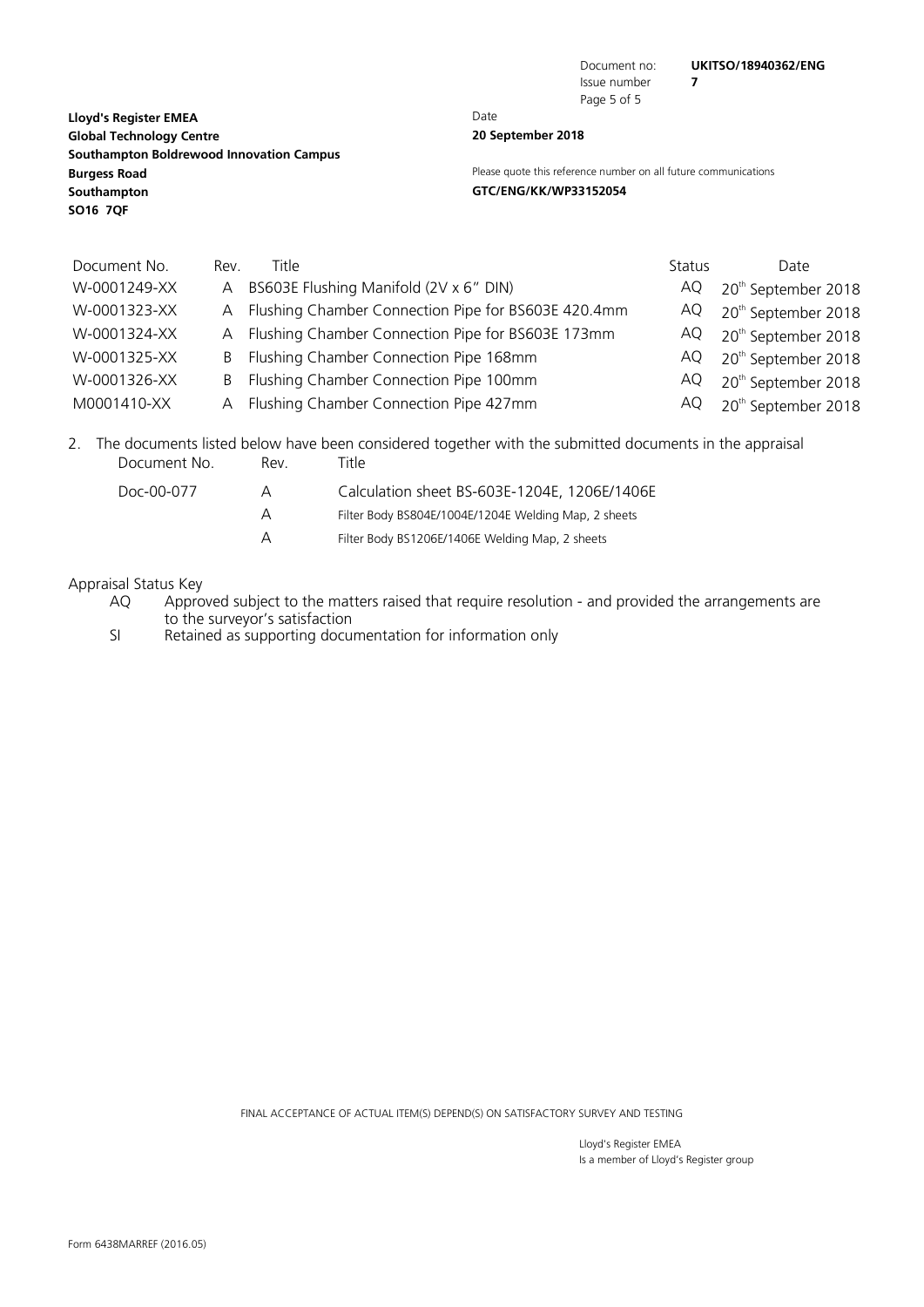Lloyd's Register EMEA
Global Technology Centre
Southampton Boldrewood Innovation Campus
Burgess Road
Southampton
SO16 7QF

Document no: **UKITSO/18940362/ENG**
Issue number **7**

Date
**20 September 2018**

Please quote this reference number on all future communications
**GTC/ENG/KK/WP33152054**

| Document No. | Rev. | Title | Status | Date |
|---|---|---|---|---|
| W-0001249-XX | A | BS603E Flushing Manifold (2V x 6" DIN) | AQ | 20th September 2018 |
| W-0001323-XX | A | Flushing Chamber Connection Pipe for BS603E 420.4mm | AQ | 20th September 2018 |
| W-0001324-XX | A | Flushing Chamber Connection Pipe for BS603E 173mm | AQ | 20th September 2018 |
| W-0001325-XX | B | Flushing Chamber Connection Pipe 168mm | AQ | 20th September 2018 |
| W-0001326-XX | B | Flushing Chamber Connection Pipe 100mm | AQ | 20th September 2018 |
| M0001410-XX | A | Flushing Chamber Connection Pipe 427mm | AQ | 20th September 2018 |

2. The documents listed below have been considered together with the submitted documents in the appraisal

| Document No. | Rev. | Title |
|---|---|---|
| Doc-00-077 | A | Calculation sheet BS-603E-1204E, 1206E/1406E |
| | A | Filter Body BS804E/1004E/1204E Welding Map, 2 sheets |
| | A | Filter Body BS1206E/1406E Welding Map, 2 sheets |

Appraisal Status Key

- AQ Approved subject to the matters raised that require resolution - and provided the arrangements are to the surveyor's satisfaction
- SI Retained as supporting documentation for information only

FINAL ACCEPTANCE OF ACTUAL ITEM(S) DEPEND(S) ON SATISFACTORY SURVEY AND TESTING

Lloyd's Register EMEA
Is a member of Lloyd's Register group

Form 6438MARREF (2016.05)